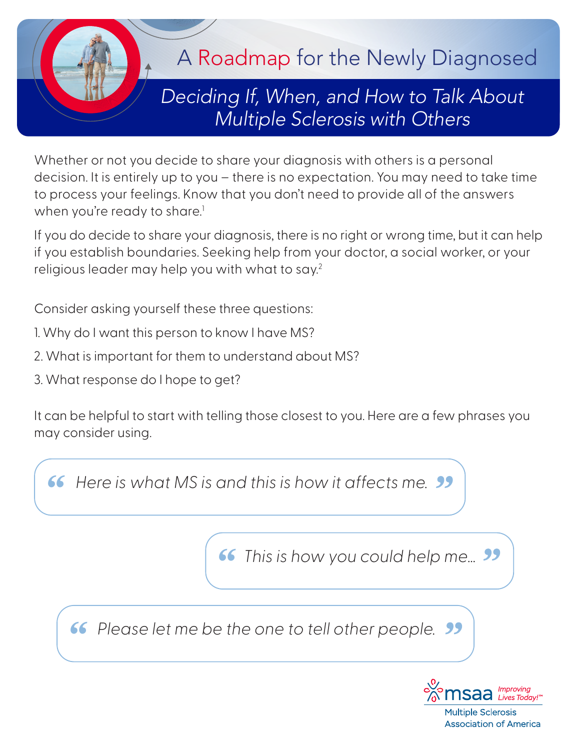# A Roadmap for the Newly Diagnosed

## *Deciding If, When, and How to Talk About Multiple Sclerosis with Others*

Whether or not you decide to share your diagnosis with others is a personal decision. It is entirely up to you – there is no expectation. You may need to take time to process your feelings. Know that you don't need to provide all of the answers when you're ready to share.[1]

If you do decide to share your diagnosis, there is no right or wrong time, but it can help if you establish boundaries. Seeking help from your doctor, a social worker, or your religious leader may help you with what to say.[2]

Consider asking yourself these three questions:

1. Why do I want this person to know I have MS?
2. What is important for them to understand about MS?
3. What response do I hope to get?

It can be helpful to start with telling those closest to you. Here are a few phrases you may consider using.

> *"Here is what MS is and this is how it affects me."*

> *"This is how you could help me..."*

> *"Please let me be the one to tell other people."*

msaa *Improving Lives Today!™*
Multiple Sclerosis Association of America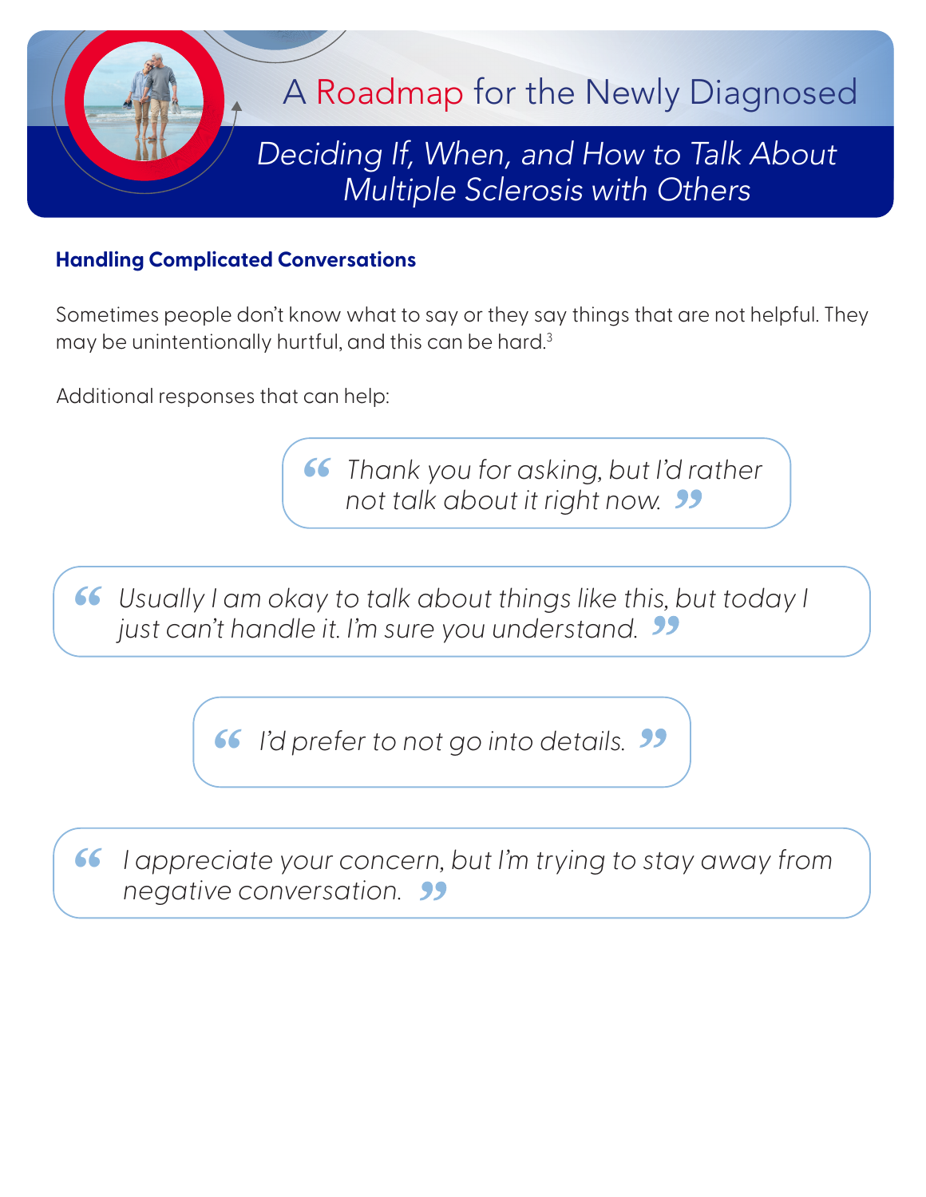## Handling Complicated Conversations

Sometimes people don't know what to say or they say things that are not helpful. They may be unintentionally hurtful, and this can be hard.[3]

Additional responses that can help:

> *"Thank you for asking, but I'd rather not talk about it right now."*

> *"Usually I am okay to talk about things like this, but today I just can't handle it. I'm sure you understand."*

> *"I'd prefer to not go into details."*

> *"I appreciate your concern, but I'm trying to stay away from negative conversation."*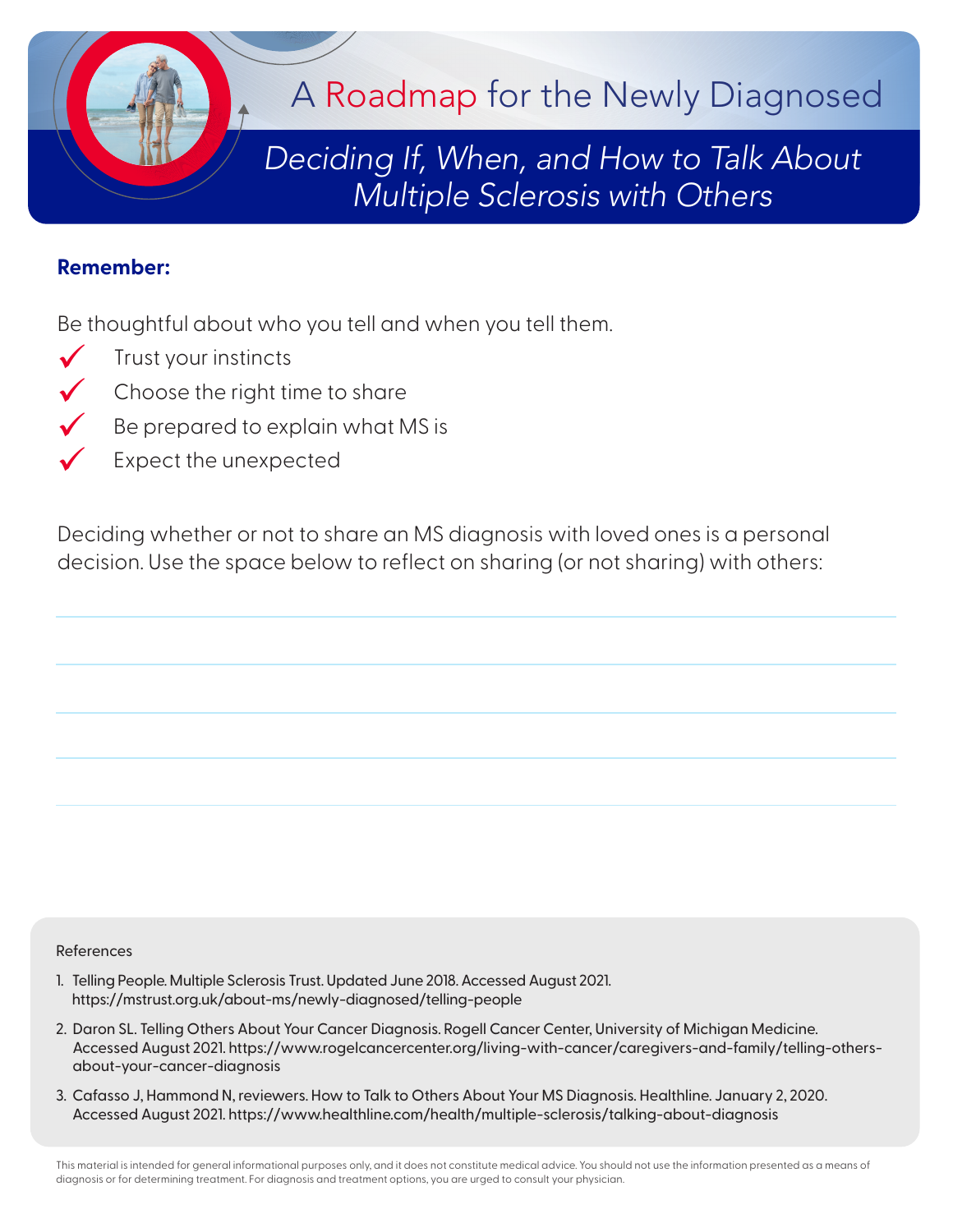# A Roadmap for the Newly Diagnosed

## *Deciding If, When, and How to Talk About Multiple Sclerosis with Others*

**Remember:**

Be thoughtful about who you tell and when you tell them.

- ✓ Trust your instincts
- ✓ Choose the right time to share
- ✓ Be prepared to explain what MS is
- ✓ Expect the unexpected

Deciding whether or not to share an MS diagnosis with loved ones is a personal decision. Use the space below to reflect on sharing (or not sharing) with others:

References

1. Telling People. Multiple Sclerosis Trust. Updated June 2018. Accessed August 2021. https://mstrust.org.uk/about-ms/newly-diagnosed/telling-people
2. Daron SL. Telling Others About Your Cancer Diagnosis. Rogell Cancer Center, University of Michigan Medicine. Accessed August 2021. https://www.rogelcancercenter.org/living-with-cancer/caregivers-and-family/telling-others-about-your-cancer-diagnosis
3. Cafasso J, Hammond N, reviewers. How to Talk to Others About Your MS Diagnosis. Healthline. January 2, 2020. Accessed August 2021. https://www.healthline.com/health/multiple-sclerosis/talking-about-diagnosis

This material is intended for general informational purposes only, and it does not constitute medical advice. You should not use the information presented as a means of diagnosis or for determining treatment. For diagnosis and treatment options, you are urged to consult your physician.